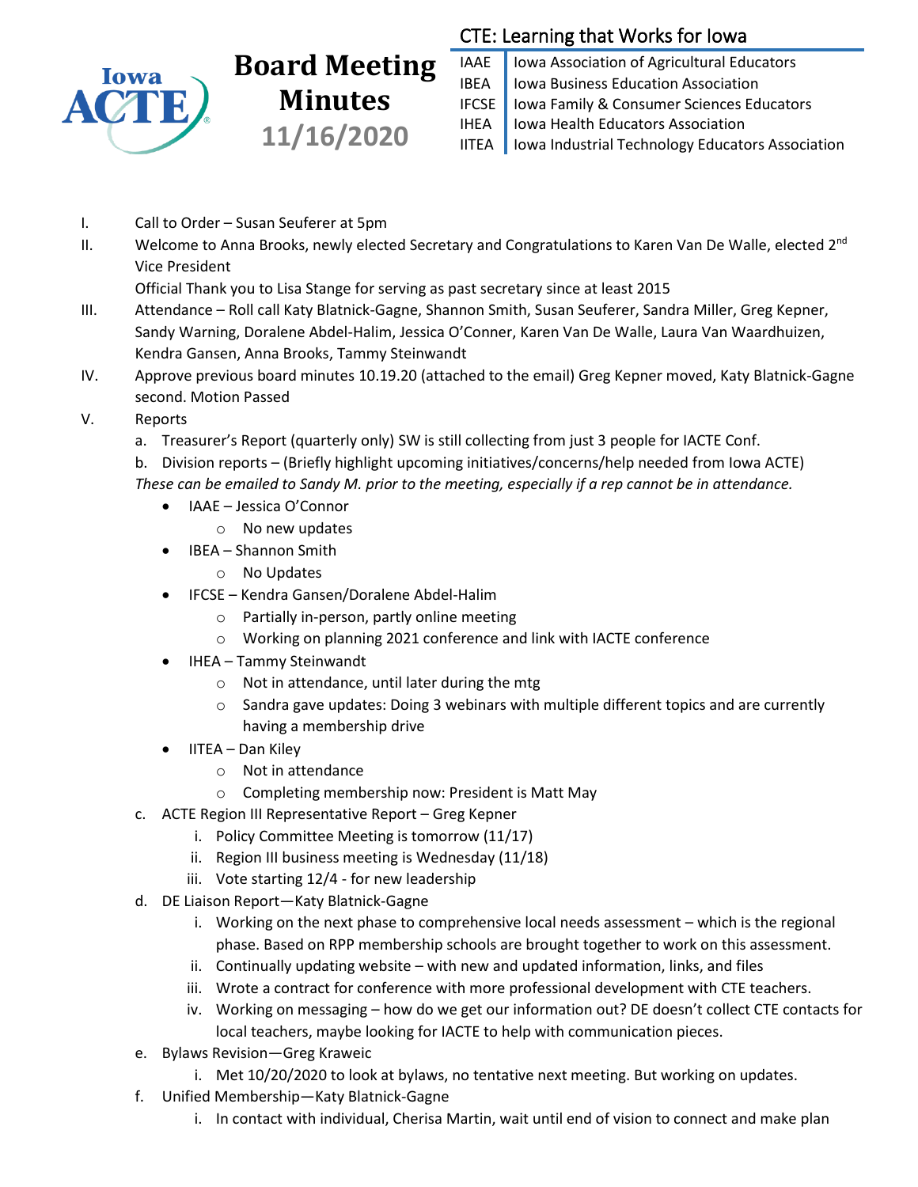# Board Meeting Minutes 11/16/2020

**CTE: Learning that Works for Iowa**

| | |
|---|---|
| IAAE | Iowa Association of Agricultural Educators |
| IBEA | Iowa Business Education Association |
| IFCSE | Iowa Family & Consumer Sciences Educators |
| IHEA | Iowa Health Educators Association |
| IITEA | Iowa Industrial Technology Educators Association |

I. Call to Order – Susan Seuferer at 5pm

II. Welcome to Anna Brooks, newly elected Secretary and Congratulations to Karen Van De Walle, elected 2nd Vice President

Official Thank you to Lisa Stange for serving as past secretary since at least 2015

III. Attendance – Roll call Katy Blatnick-Gagne, Shannon Smith, Susan Seuferer, Sandra Miller, Greg Kepner, Sandy Warning, Doralene Abdel-Halim, Jessica O'Conner, Karen Van De Walle, Laura Van Waardhuizen, Kendra Gansen, Anna Brooks, Tammy Steinwandt

IV. Approve previous board minutes 10.19.20 (attached to the email) Greg Kepner moved, Katy Blatnick-Gagne second. Motion Passed

V. Reports

a. Treasurer's Report (quarterly only) SW is still collecting from just 3 people for IACTE Conf.

b. Division reports – (Briefly highlight upcoming initiatives/concerns/help needed from Iowa ACTE)

*These can be emailed to Sandy M. prior to the meeting, especially if a rep cannot be in attendance.*

- IAAE – Jessica O'Connor
  - No new updates
- IBEA – Shannon Smith
  - No Updates
- IFCSE – Kendra Gansen/Doralene Abdel-Halim
  - Partially in-person, partly online meeting
  - Working on planning 2021 conference and link with IACTE conference
- IHEA – Tammy Steinwandt
  - Not in attendance, until later during the mtg
  - Sandra gave updates: Doing 3 webinars with multiple different topics and are currently having a membership drive
- IITEA – Dan Kiley
  - Not in attendance
  - Completing membership now: President is Matt May

c. ACTE Region III Representative Report – Greg Kepner

i. Policy Committee Meeting is tomorrow (11/17)

ii. Region III business meeting is Wednesday (11/18)

iii. Vote starting 12/4 - for new leadership

d. DE Liaison Report—Katy Blatnick-Gagne

i. Working on the next phase to comprehensive local needs assessment – which is the regional phase. Based on RPP membership schools are brought together to work on this assessment.

ii. Continually updating website – with new and updated information, links, and files

iii. Wrote a contract for conference with more professional development with CTE teachers.

iv. Working on messaging – how do we get our information out? DE doesn't collect CTE contacts for local teachers, maybe looking for IACTE to help with communication pieces.

e. Bylaws Revision—Greg Kraweic

i. Met 10/20/2020 to look at bylaws, no tentative next meeting. But working on updates.

f. Unified Membership—Katy Blatnick-Gagne

i. In contact with individual, Cherisa Martin, wait until end of vision to connect and make plan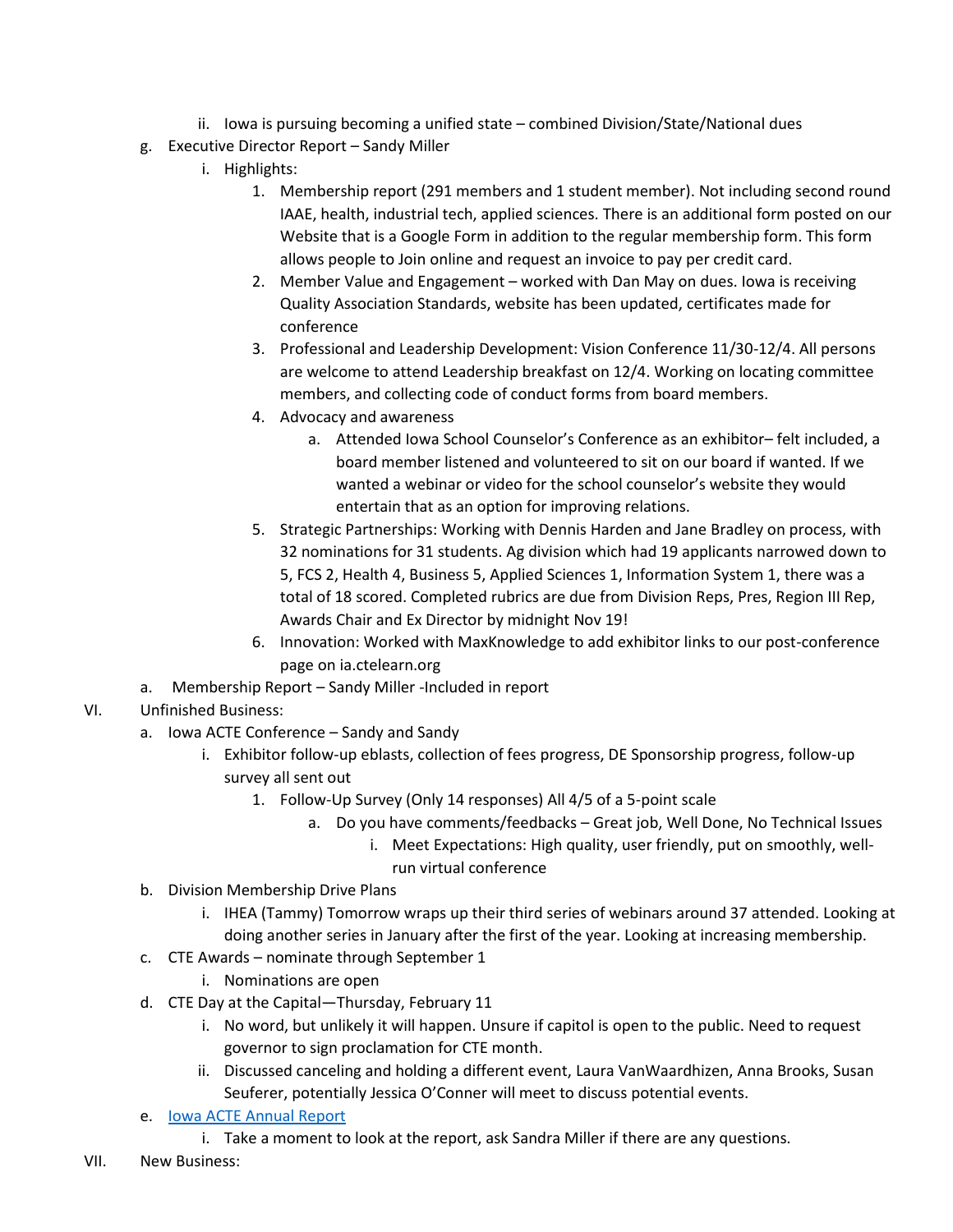ii. Iowa is pursuing becoming a unified state – combined Division/State/National dues

g. Executive Director Report – Sandy Miller
    i. Highlights:
        1. Membership report (291 members and 1 student member). Not including second round IAAE, health, industrial tech, applied sciences. There is an additional form posted on our Website that is a Google Form in addition to the regular membership form. This form allows people to Join online and request an invoice to pay per credit card.
        2. Member Value and Engagement – worked with Dan May on dues. Iowa is receiving Quality Association Standards, website has been updated, certificates made for conference
        3. Professional and Leadership Development: Vision Conference 11/30-12/4. All persons are welcome to attend Leadership breakfast on 12/4. Working on locating committee members, and collecting code of conduct forms from board members.
        4. Advocacy and awareness
            a. Attended Iowa School Counselor's Conference as an exhibitor– felt included, a board member listened and volunteered to sit on our board if wanted. If we wanted a webinar or video for the school counselor's website they would entertain that as an option for improving relations.
        5. Strategic Partnerships: Working with Dennis Harden and Jane Bradley on process, with 32 nominations for 31 students. Ag division which had 19 applicants narrowed down to 5, FCS 2, Health 4, Business 5, Applied Sciences 1, Information System 1, there was a total of 18 scored. Completed rubrics are due from Division Reps, Pres, Region III Rep, Awards Chair and Ex Director by midnight Nov 19!
        6. Innovation: Worked with MaxKnowledge to add exhibitor links to our post-conference page on ia.ctelearn.org

a. Membership Report – Sandy Miller -Included in report

VI. Unfinished Business:

a. Iowa ACTE Conference – Sandy and Sandy
    i. Exhibitor follow-up eblasts, collection of fees progress, DE Sponsorship progress, follow-up survey all sent out
        1. Follow-Up Survey (Only 14 responses) All 4/5 of a 5-point scale
            a. Do you have comments/feedbacks – Great job, Well Done, No Technical Issues
                i. Meet Expectations: High quality, user friendly, put on smoothly, well-run virtual conference

b. Division Membership Drive Plans
    i. IHEA (Tammy) Tomorrow wraps up their third series of webinars around 37 attended. Looking at doing another series in January after the first of the year. Looking at increasing membership.

c. CTE Awards – nominate through September 1
    i. Nominations are open

d. CTE Day at the Capital—Thursday, February 11
    i. No word, but unlikely it will happen. Unsure if capitol is open to the public. Need to request governor to sign proclamation for CTE month.
    ii. Discussed canceling and holding a different event, Laura VanWaardhizen, Anna Brooks, Susan Seuferer, potentially Jessica O'Conner will meet to discuss potential events.

e. Iowa ACTE Annual Report
    i. Take a moment to look at the report, ask Sandra Miller if there are any questions.

VII. New Business: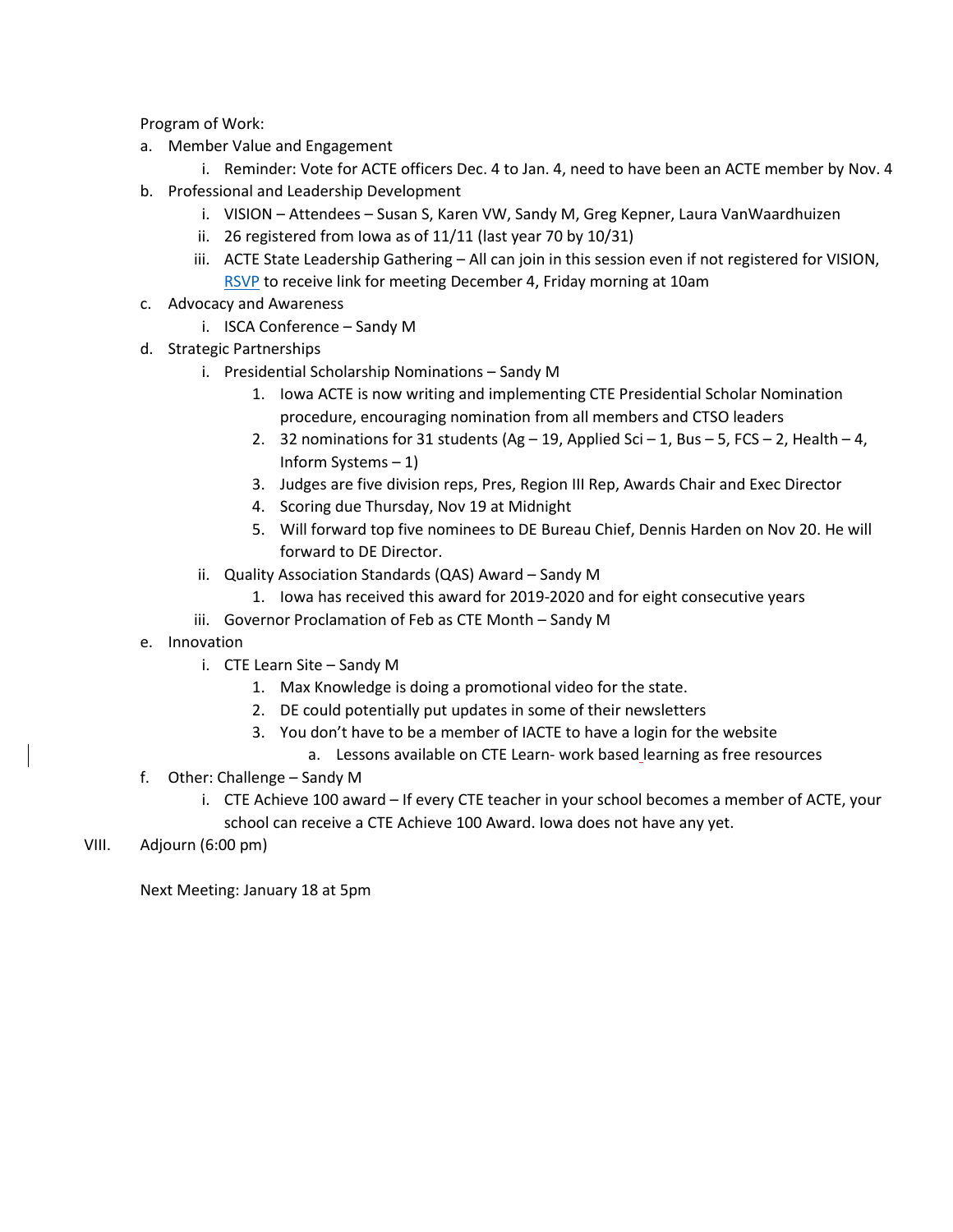Program of Work:

a. Member Value and Engagement
    i. Reminder: Vote for ACTE officers Dec. 4 to Jan. 4, need to have been an ACTE member by Nov. 4

b. Professional and Leadership Development
    i. VISION – Attendees – Susan S, Karen VW, Sandy M, Greg Kepner, Laura VanWaardhuizen
    ii. 26 registered from Iowa as of 11/11 (last year 70 by 10/31)
    iii. ACTE State Leadership Gathering – All can join in this session even if not registered for VISION, RSVP to receive link for meeting December 4, Friday morning at 10am

c. Advocacy and Awareness
    i. ISCA Conference – Sandy M

d. Strategic Partnerships
    i. Presidential Scholarship Nominations – Sandy M
        1. Iowa ACTE is now writing and implementing CTE Presidential Scholar Nomination procedure, encouraging nomination from all members and CTSO leaders
        2. 32 nominations for 31 students (Ag – 19, Applied Sci – 1, Bus – 5, FCS – 2, Health – 4, Inform Systems – 1)
        3. Judges are five division reps, Pres, Region III Rep, Awards Chair and Exec Director
        4. Scoring due Thursday, Nov 19 at Midnight
        5. Will forward top five nominees to DE Bureau Chief, Dennis Harden on Nov 20. He will forward to DE Director.
    ii. Quality Association Standards (QAS) Award – Sandy M
        1. Iowa has received this award for 2019-2020 and for eight consecutive years
    iii. Governor Proclamation of Feb as CTE Month – Sandy M

e. Innovation
    i. CTE Learn Site – Sandy M
        1. Max Knowledge is doing a promotional video for the state.
        2. DE could potentially put updates in some of their newsletters
        3. You don't have to be a member of IACTE to have a login for the website
            a. Lessons available on CTE Learn- work based learning as free resources

f. Other: Challenge – Sandy M
    i. CTE Achieve 100 award – If every CTE teacher in your school becomes a member of ACTE, your school can receive a CTE Achieve 100 Award. Iowa does not have any yet.

VIII. Adjourn (6:00 pm)

Next Meeting: January 18 at 5pm